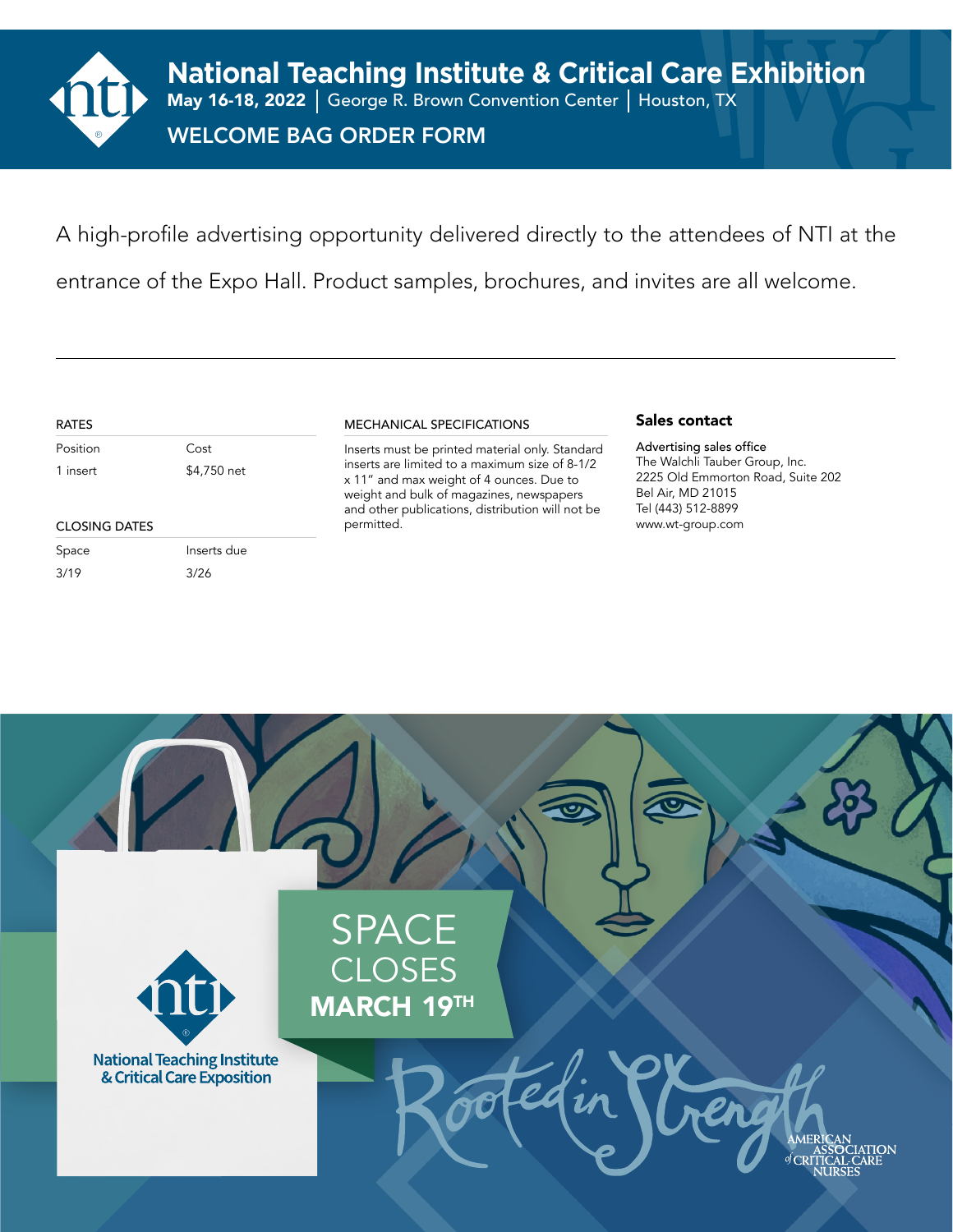# National Teaching Institute & Critical Care Exhibition

**May 16-18, 2022** | George R. Brown Convention Center | Houston, TX

## WELCOME BAG ORDER FORM

A high-profile advertising opportunity delivered directly to the attendees of NTI at the entrance of the Expo Hall. Product samples, brochures, and invites are all welcome.

### RATES

| Position | Cost |
|---|---|
| 1 insert | $4,750 net |

### CLOSING DATES

| Space | Inserts due |
|---|---|
| 3/19 | 3/26 |

### MECHANICAL SPECIFICATIONS

Inserts must be printed material only. Standard inserts are limited to a maximum size of 8-1/2 x 11" and max weight of 4 ounces. Due to weight and bulk of magazines, newspapers and other publications, distribution will not be permitted.

### Sales contact

Advertising sales office
The Walchli Tauber Group, Inc.
2225 Old Emmorton Road, Suite 202
Bel Air, MD 21015
Tel (443) 512-8899
www.wt-group.com

SPACE CLOSES **MARCH 19TH**

National Teaching Institute & Critical Care Exposition

Rooted in Strength

American Association of Critical-Care Nurses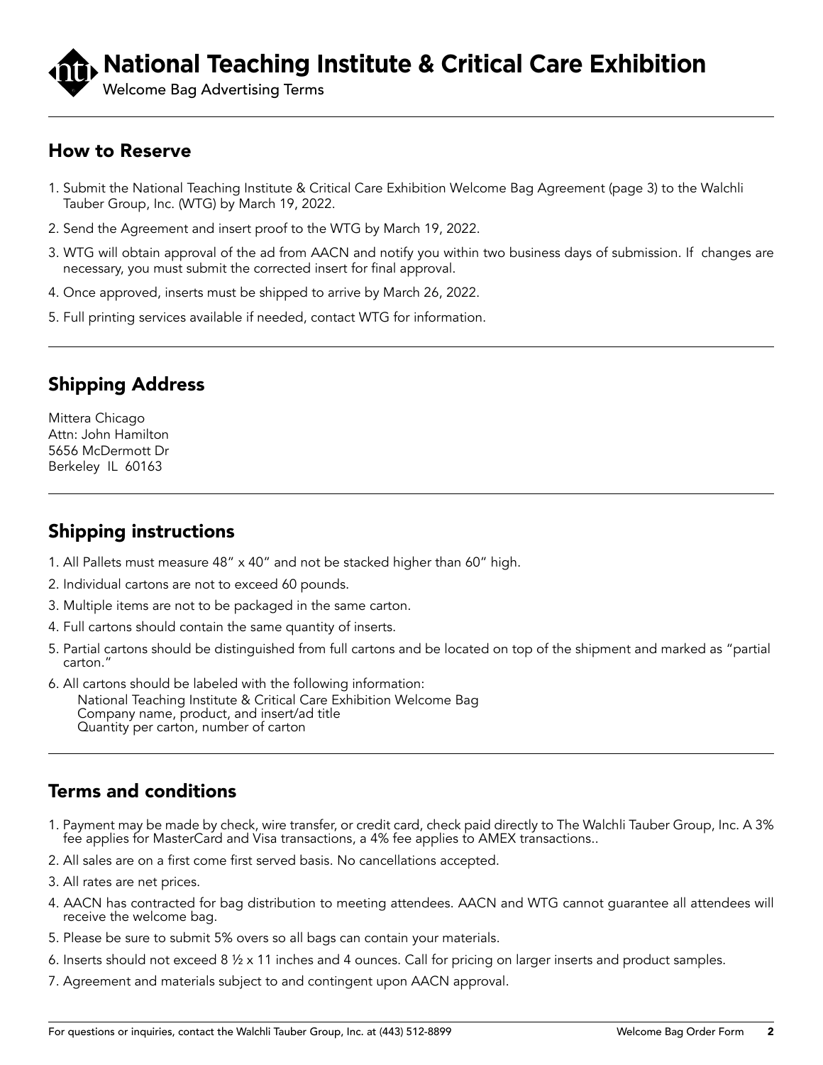# National Teaching Institute & Critical Care Exhibition

Welcome Bag Advertising Terms

## How to Reserve

1. Submit the National Teaching Institute & Critical Care Exhibition Welcome Bag Agreement (page 3) to the Walchli Tauber Group, Inc. (WTG) by March 19, 2022.
2. Send the Agreement and insert proof to the WTG by March 19, 2022.
3. WTG will obtain approval of the ad from AACN and notify you within two business days of submission. If changes are necessary, you must submit the corrected insert for final approval.
4. Once approved, inserts must be shipped to arrive by March 26, 2022.
5. Full printing services available if needed, contact WTG for information.

## Shipping Address

Mittera Chicago
Attn: John Hamilton
5656 McDermott Dr
Berkeley IL 60163

## Shipping instructions

1. All Pallets must measure 48" x 40" and not be stacked higher than 60" high.
2. Individual cartons are not to exceed 60 pounds.
3. Multiple items are not to be packaged in the same carton.
4. Full cartons should contain the same quantity of inserts.
5. Partial cartons should be distinguished from full cartons and be located on top of the shipment and marked as "partial carton."
6. All cartons should be labeled with the following information:
   National Teaching Institute & Critical Care Exhibition Welcome Bag
   Company name, product, and insert/ad title
   Quantity per carton, number of carton

## Terms and conditions

1. Payment may be made by check, wire transfer, or credit card, check paid directly to The Walchli Tauber Group, Inc. A 3% fee applies for MasterCard and Visa transactions, a 4% fee applies to AMEX transactions..
2. All sales are on a first come first served basis. No cancellations accepted.
3. All rates are net prices.
4. AACN has contracted for bag distribution to meeting attendees. AACN and WTG cannot guarantee all attendees will receive the welcome bag.
5. Please be sure to submit 5% overs so all bags can contain your materials.
6. Inserts should not exceed 8 ½ x 11 inches and 4 ounces. Call for pricing on larger inserts and product samples.
7. Agreement and materials subject to and contingent upon AACN approval.

For questions or inquiries, contact the Walchli Tauber Group, Inc. at (443) 512-8899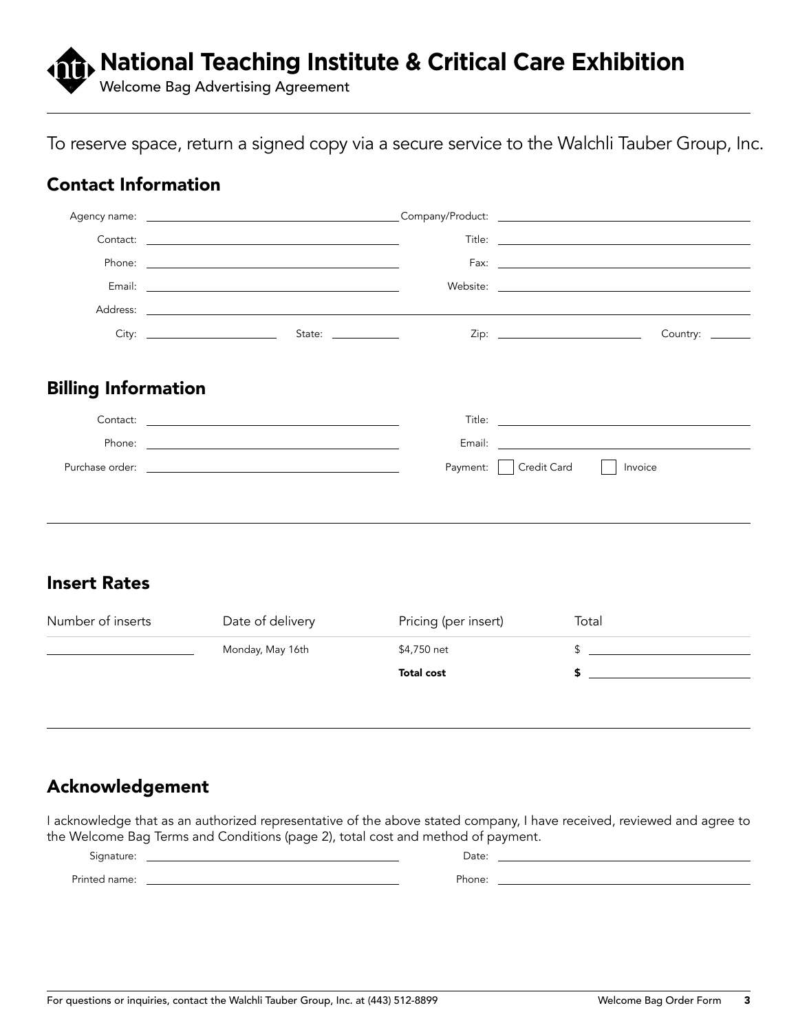# National Teaching Institute & Critical Care Exhibition

Welcome Bag Advertising Agreement

To reserve space, return a signed copy via a secure service to the Walchli Tauber Group, Inc.

## Contact Information

Agency name: ______________________ Company/Product: ______________________

Contact: ______________________ Title: ______________________

Phone: ______________________ Fax: ______________________

Email: ______________________ Website: ______________________

Address: ______________________

City: ____________ State: ________ Zip: ____________ Country: ______

## Billing Information

Contact: ______________________ Title: ______________________

Phone: ______________________ Email: ______________________

Purchase order: ______________________ Payment: ☐ Credit Card ☐ Invoice

## Insert Rates

| Number of inserts | Date of delivery | Pricing (per insert) | Total |
|---|---|---|---|
| ____________ | Monday, May 16th | $4,750 net | $ ____________ |
| | | **Total cost** | **$** ____________ |

## Acknowledgement

I acknowledge that as an authorized representative of the above stated company, I have received, reviewed and agree to the Welcome Bag Terms and Conditions (page 2), total cost and method of payment.

Signature: ______________________ Date: ______________________

Printed name: ______________________ Phone: ______________________

For questions or inquiries, contact the Walchli Tauber Group, Inc. at (443) 512-8899